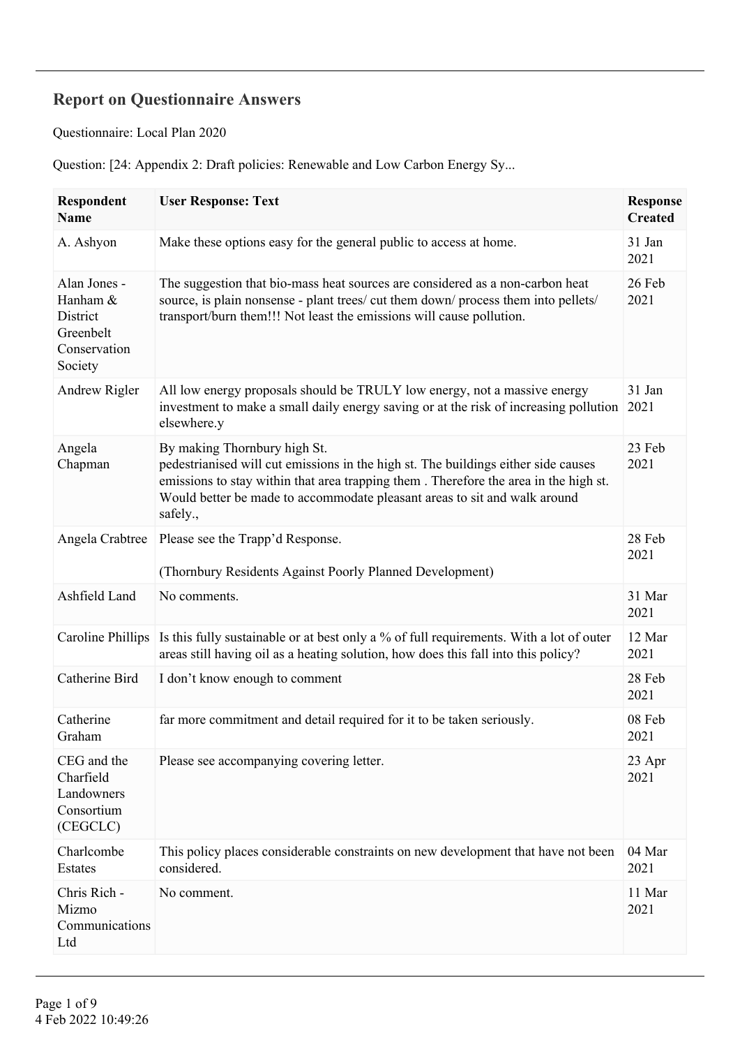## Report on Questionnaire Answers

Questionnaire: Local Plan 2020

Question: [24: Appendix 2: Draft policies: Renewable and Low Carbon Energy Sy...

| Respondent Name | User Response: Text | Response Created |
| --- | --- | --- |
| A. Ashyon | Make these options easy for the general public to access at home. | 31 Jan 2021 |
| Alan Jones - Hanham & District Greenbelt Conservation Society | The suggestion that bio-mass heat sources are considered as a non-carbon heat source, is plain nonsense - plant trees/ cut them down/ process them into pellets/ transport/burn them!!! Not least the emissions will cause pollution. | 26 Feb 2021 |
| Andrew Rigler | All low energy proposals should be TRULY low energy, not a massive energy investment to make a small daily energy saving or at the risk of increasing pollution elsewhere.y | 31 Jan 2021 |
| Angela Chapman | By making Thornbury high St. pedestrianised will cut emissions in the high st. The buildings either side causes emissions to stay within that area trapping them . Therefore the area in the high st. Would better be made to accommodate pleasant areas to sit and walk around safely., | 23 Feb 2021 |
| Angela Crabtree | Please see the Trapp'd Response.<br><br>(Thornbury Residents Against Poorly Planned Development) | 28 Feb 2021 |
| Ashfield Land | No comments. | 31 Mar 2021 |
| Caroline Phillips | Is this fully sustainable or at best only a % of full requirements. With a lot of outer areas still having oil as a heating solution, how does this fall into this policy? | 12 Mar 2021 |
| Catherine Bird | I don't know enough to comment | 28 Feb 2021 |
| Catherine Graham | far more commitment and detail required for it to be taken seriously. | 08 Feb 2021 |
| CEG and the Charfield Landowners Consortium (CEGCLC) | Please see accompanying covering letter. | 23 Apr 2021 |
| Charlcombe Estates | This policy places considerable constraints on new development that have not been considered. | 04 Mar 2021 |
| Chris Rich - Mizmo Communications Ltd | No comment. | 11 Mar 2021 |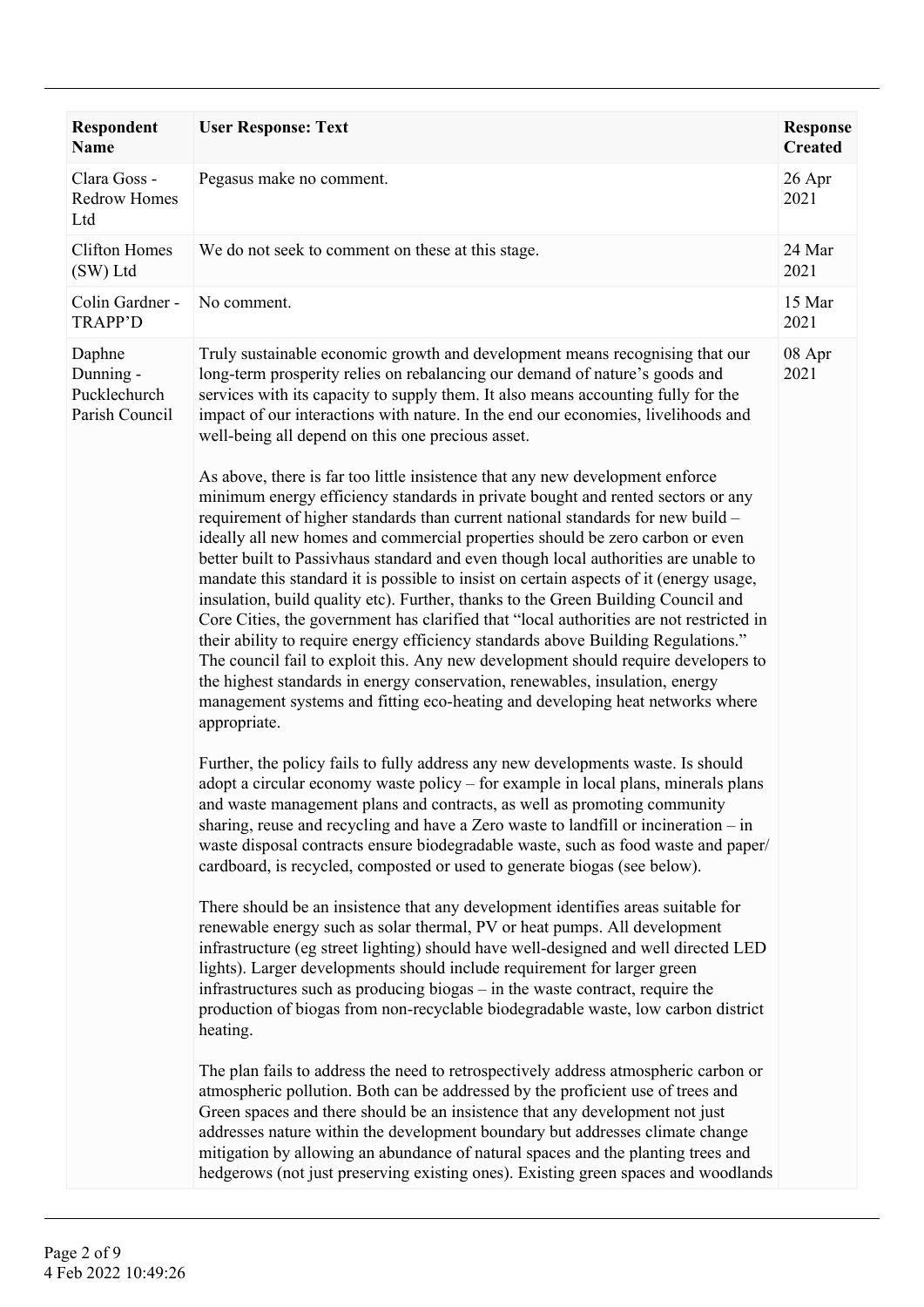| Respondent Name | User Response: Text | Response Created |
|---|---|---|
| Clara Goss - Redrow Homes Ltd | Pegasus make no comment. | 26 Apr 2021 |
| Clifton Homes (SW) Ltd | We do not seek to comment on these at this stage. | 24 Mar 2021 |
| Colin Gardner - TRAPP'D | No comment. | 15 Mar 2021 |
| Daphne Dunning - Pucklechurch Parish Council | Truly sustainable economic growth and development means recognising that our long-term prosperity relies on rebalancing our demand of nature's goods and services with its capacity to supply them. It also means accounting fully for the impact of our interactions with nature. In the end our economies, livelihoods and well-being all depend on this one precious asset.<br><br>As above, there is far too little insistence that any new development enforce minimum energy efficiency standards in private bought and rented sectors or any requirement of higher standards than current national standards for new build – ideally all new homes and commercial properties should be zero carbon or even better built to Passivhaus standard and even though local authorities are unable to mandate this standard it is possible to insist on certain aspects of it (energy usage, insulation, build quality etc). Further, thanks to the Green Building Council and Core Cities, the government has clarified that "local authorities are not restricted in their ability to require energy efficiency standards above Building Regulations." The council fail to exploit this. Any new development should require developers to the highest standards in energy conservation, renewables, insulation, energy management systems and fitting eco-heating and developing heat networks where appropriate.<br><br>Further, the policy fails to fully address any new developments waste. Is should adopt a circular economy waste policy – for example in local plans, minerals plans and waste management plans and contracts, as well as promoting community sharing, reuse and recycling and have a Zero waste to landfill or incineration – in waste disposal contracts ensure biodegradable waste, such as food waste and paper/ cardboard, is recycled, composted or used to generate biogas (see below).<br><br>There should be an insistence that any development identifies areas suitable for renewable energy such as solar thermal, PV or heat pumps. All development infrastructure (eg street lighting) should have well-designed and well directed LED lights). Larger developments should include requirement for larger green infrastructures such as producing biogas – in the waste contract, require the production of biogas from non-recyclable biodegradable waste, low carbon district heating.<br><br>The plan fails to address the need to retrospectively address atmospheric carbon or atmospheric pollution. Both can be addressed by the proficient use of trees and Green spaces and there should be an insistence that any development not just addresses nature within the development boundary but addresses climate change mitigation by allowing an abundance of natural spaces and the planting trees and hedgerows (not just preserving existing ones). Existing green spaces and woodlands | 08 Apr 2021 |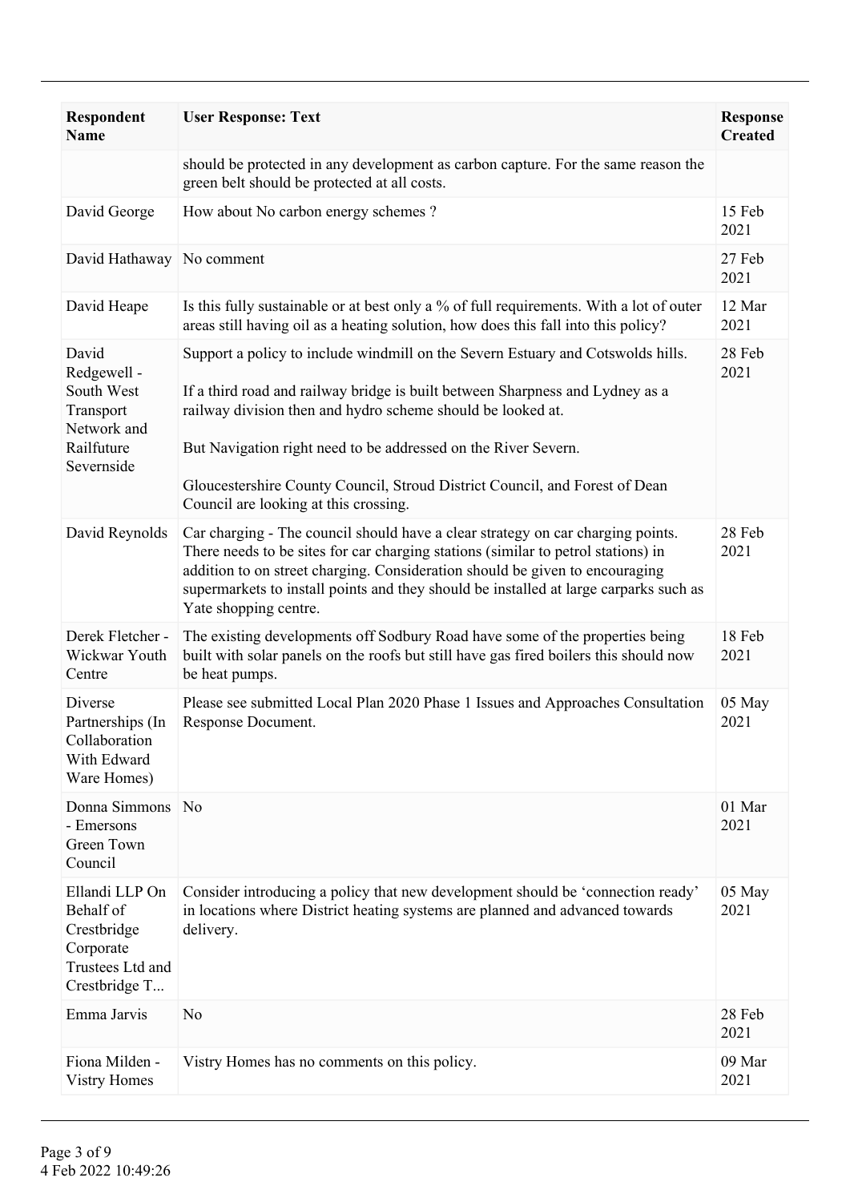| Respondent Name | User Response: Text | Response Created |
|---|---|---|
| | should be protected in any development as carbon capture. For the same reason the green belt should be protected at all costs. | |
| David George | How about No carbon energy schemes ? | 15 Feb 2021 |
| David Hathaway | No comment | 27 Feb 2021 |
| David Heape | Is this fully sustainable or at best only a % of full requirements. With a lot of outer areas still having oil as a heating solution, how does this fall into this policy? | 12 Mar 2021 |
| David Redgewell - South West Transport Network and Railfuture Severnside | Support a policy to include windmill on the Severn Estuary and Cotswolds hills.<br><br>If a third road and railway bridge is built between Sharpness and Lydney as a railway division then and hydro scheme should be looked at.<br><br>But Navigation right need to be addressed on the River Severn.<br><br>Gloucestershire County Council, Stroud District Council, and Forest of Dean Council are looking at this crossing. | 28 Feb 2021 |
| David Reynolds | Car charging - The council should have a clear strategy on car charging points. There needs to be sites for car charging stations (similar to petrol stations) in addition to on street charging. Consideration should be given to encouraging supermarkets to install points and they should be installed at large carparks such as Yate shopping centre. | 28 Feb 2021 |
| Derek Fletcher - Wickwar Youth Centre | The existing developments off Sodbury Road have some of the properties being built with solar panels on the roofs but still have gas fired boilers this should now be heat pumps. | 18 Feb 2021 |
| Diverse Partnerships (In Collaboration With Edward Ware Homes) | Please see submitted Local Plan 2020 Phase 1 Issues and Approaches Consultation Response Document. | 05 May 2021 |
| Donna Simmons - Emersons Green Town Council | No | 01 Mar 2021 |
| Ellandi LLP On Behalf of Crestbridge Corporate Trustees Ltd and Crestbridge T... | Consider introducing a policy that new development should be 'connection ready' in locations where District heating systems are planned and advanced towards delivery. | 05 May 2021 |
| Emma Jarvis | No | 28 Feb 2021 |
| Fiona Milden - Vistry Homes | Vistry Homes has no comments on this policy. | 09 Mar 2021 |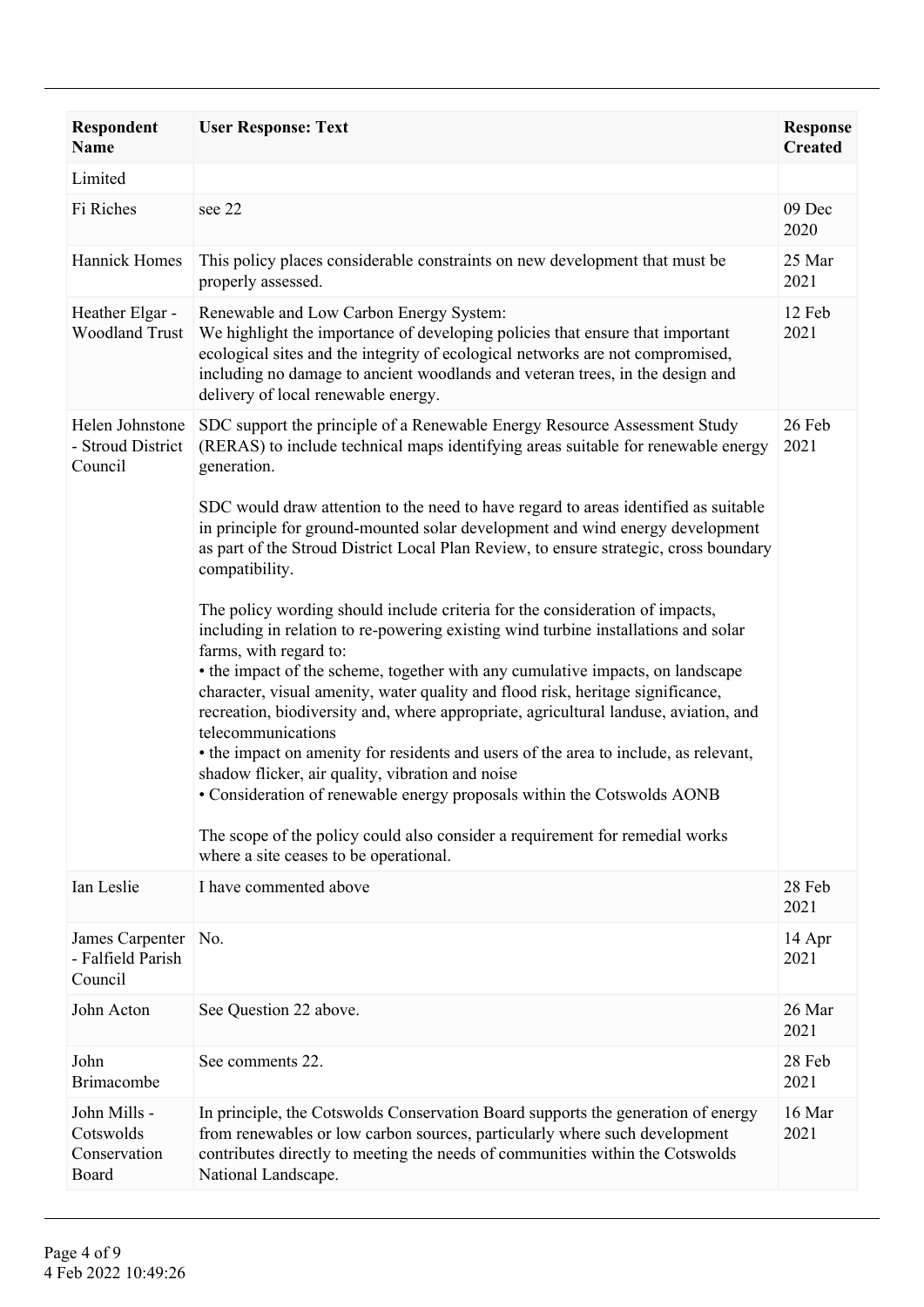| Respondent Name | User Response: Text | Response Created |
|---|---|---|
| Limited | | |
| Fi Riches | see 22 | 09 Dec 2020 |
| Hannick Homes | This policy places considerable constraints on new development that must be properly assessed. | 25 Mar 2021 |
| Heather Elgar - Woodland Trust | Renewable and Low Carbon Energy System:<br>We highlight the importance of developing policies that ensure that important ecological sites and the integrity of ecological networks are not compromised, including no damage to ancient woodlands and veteran trees, in the design and delivery of local renewable energy. | 12 Feb 2021 |
| Helen Johnstone - Stroud District Council | SDC support the principle of a Renewable Energy Resource Assessment Study (RERAS) to include technical maps identifying areas suitable for renewable energy generation.<br><br>SDC would draw attention to the need to have regard to areas identified as suitable in principle for ground-mounted solar development and wind energy development as part of the Stroud District Local Plan Review, to ensure strategic, cross boundary compatibility.<br><br>The policy wording should include criteria for the consideration of impacts, including in relation to re-powering existing wind turbine installations and solar farms, with regard to:<br>• the impact of the scheme, together with any cumulative impacts, on landscape character, visual amenity, water quality and flood risk, heritage significance, recreation, biodiversity and, where appropriate, agricultural landuse, aviation, and telecommunications<br>• the impact on amenity for residents and users of the area to include, as relevant, shadow flicker, air quality, vibration and noise<br>• Consideration of renewable energy proposals within the Cotswolds AONB<br><br>The scope of the policy could also consider a requirement for remedial works where a site ceases to be operational. | 26 Feb 2021 |
| Ian Leslie | I have commented above | 28 Feb 2021 |
| James Carpenter - Falfield Parish Council | No. | 14 Apr 2021 |
| John Acton | See Question 22 above. | 26 Mar 2021 |
| John Brimacombe | See comments 22. | 28 Feb 2021 |
| John Mills - Cotswolds Conservation Board | In principle, the Cotswolds Conservation Board supports the generation of energy from renewables or low carbon sources, particularly where such development contributes directly to meeting the needs of communities within the Cotswolds National Landscape. | 16 Mar 2021 |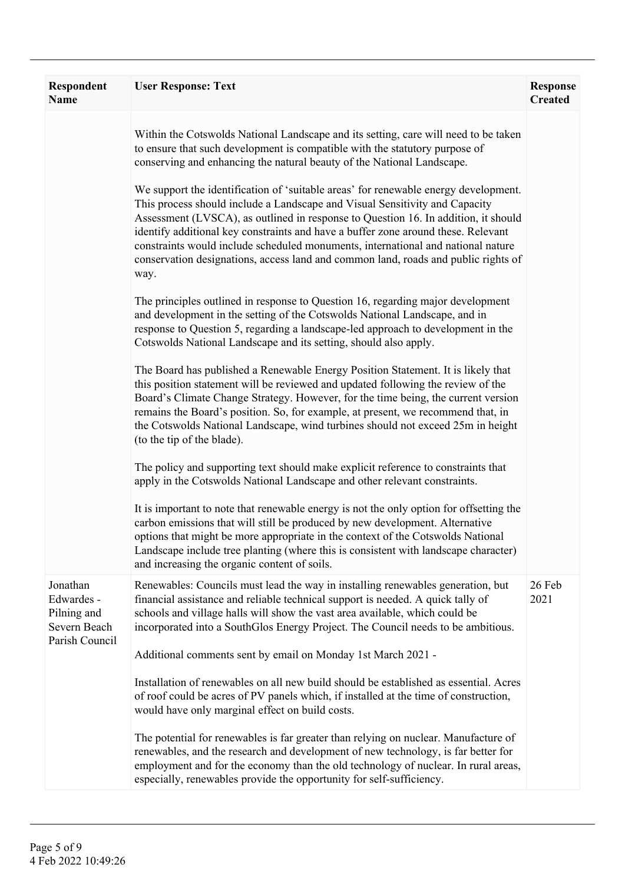| Respondent Name | User Response: Text | Response Created |
|---|---|---|
| | Within the Cotswolds National Landscape and its setting, care will need to be taken to ensure that such development is compatible with the statutory purpose of conserving and enhancing the natural beauty of the National Landscape.<br><br>We support the identification of 'suitable areas' for renewable energy development. This process should include a Landscape and Visual Sensitivity and Capacity Assessment (LVSCA), as outlined in response to Question 16. In addition, it should identify additional key constraints and have a buffer zone around these. Relevant constraints would include scheduled monuments, international and national nature conservation designations, access land and common land, roads and public rights of way.<br><br>The principles outlined in response to Question 16, regarding major development and development in the setting of the Cotswolds National Landscape, and in response to Question 5, regarding a landscape-led approach to development in the Cotswolds National Landscape and its setting, should also apply.<br><br>The Board has published a Renewable Energy Position Statement. It is likely that this position statement will be reviewed and updated following the review of the Board's Climate Change Strategy. However, for the time being, the current version remains the Board's position. So, for example, at present, we recommend that, in the Cotswolds National Landscape, wind turbines should not exceed 25m in height (to the tip of the blade).<br><br>The policy and supporting text should make explicit reference to constraints that apply in the Cotswolds National Landscape and other relevant constraints.<br><br>It is important to note that renewable energy is not the only option for offsetting the carbon emissions that will still be produced by new development. Alternative options that might be more appropriate in the context of the Cotswolds National Landscape include tree planting (where this is consistent with landscape character) and increasing the organic content of soils. | |
| Jonathan Edwardes - Pilning and Severn Beach Parish Council | Renewables: Councils must lead the way in installing renewables generation, but financial assistance and reliable technical support is needed. A quick tally of schools and village halls will show the vast area available, which could be incorporated into a SouthGlos Energy Project. The Council needs to be ambitious.<br><br>Additional comments sent by email on Monday 1st March 2021 -<br><br>Installation of renewables on all new build should be established as essential. Acres of roof could be acres of PV panels which, if installed at the time of construction, would have only marginal effect on build costs.<br><br>The potential for renewables is far greater than relying on nuclear. Manufacture of renewables, and the research and development of new technology, is far better for employment and for the economy than the old technology of nuclear. In rural areas, especially, renewables provide the opportunity for self-sufficiency. | 26 Feb 2021 |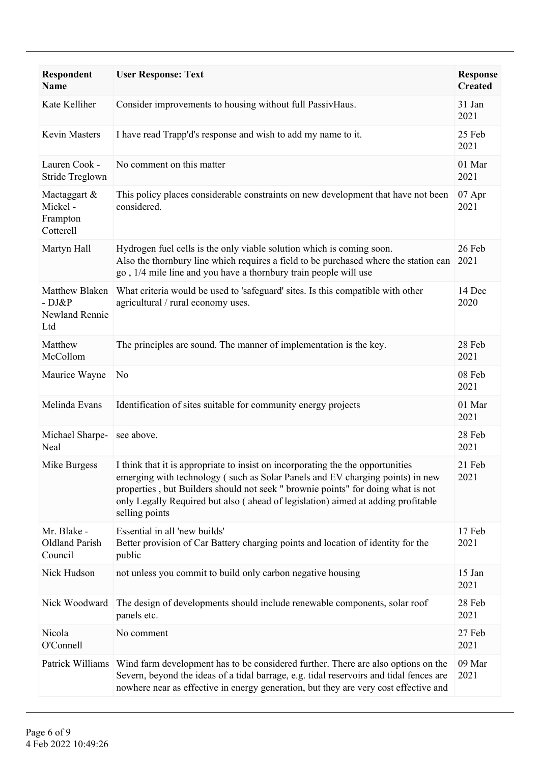| Respondent Name | User Response: Text | Response Created |
|---|---|---|
| Kate Kelliher | Consider improvements to housing without full PassivHaus. | 31 Jan 2021 |
| Kevin Masters | I have read Trapp'd's response and wish to add my name to it. | 25 Feb 2021 |
| Lauren Cook - Stride Treglown | No comment on this matter | 01 Mar 2021 |
| Mactaggart & Mickel - Frampton Cotterell | This policy places considerable constraints on new development that have not been considered. | 07 Apr 2021 |
| Martyn Hall | Hydrogen fuel cells is the only viable solution which is coming soon.<br>Also the thornbury line which requires a field to be purchased where the station can go , 1/4 mile line and you have a thornbury train people will use | 26 Feb 2021 |
| Matthew Blaken - DJ&P Newland Rennie Ltd | What criteria would be used to 'safeguard' sites. Is this compatible with other agricultural / rural economy uses. | 14 Dec 2020 |
| Matthew McCollom | The principles are sound. The manner of implementation is the key. | 28 Feb 2021 |
| Maurice Wayne | No | 08 Feb 2021 |
| Melinda Evans | Identification of sites suitable for community energy projects | 01 Mar 2021 |
| Michael Sharpe-Neal | see above. | 28 Feb 2021 |
| Mike Burgess | I think that it is appropriate to insist on incorporating the the opportunities emerging with technology ( such as Solar Panels and EV charging points) in new properties , but Builders should not seek " brownie points" for doing what is not only Legally Required but also ( ahead of legislation) aimed at adding profitable selling points | 21 Feb 2021 |
| Mr. Blake - Oldland Parish Council | Essential in all 'new builds'<br>Better provision of Car Battery charging points and location of identity for the public | 17 Feb 2021 |
| Nick Hudson | not unless you commit to build only carbon negative housing | 15 Jan 2021 |
| Nick Woodward | The design of developments should include renewable components, solar roof panels etc. | 28 Feb 2021 |
| Nicola O'Connell | No comment | 27 Feb 2021 |
| Patrick Williams | Wind farm development has to be considered further. There are also options on the Severn, beyond the ideas of a tidal barrage, e.g. tidal reservoirs and tidal fences are nowhere near as effective in energy generation, but they are very cost effective and | 09 Mar 2021 |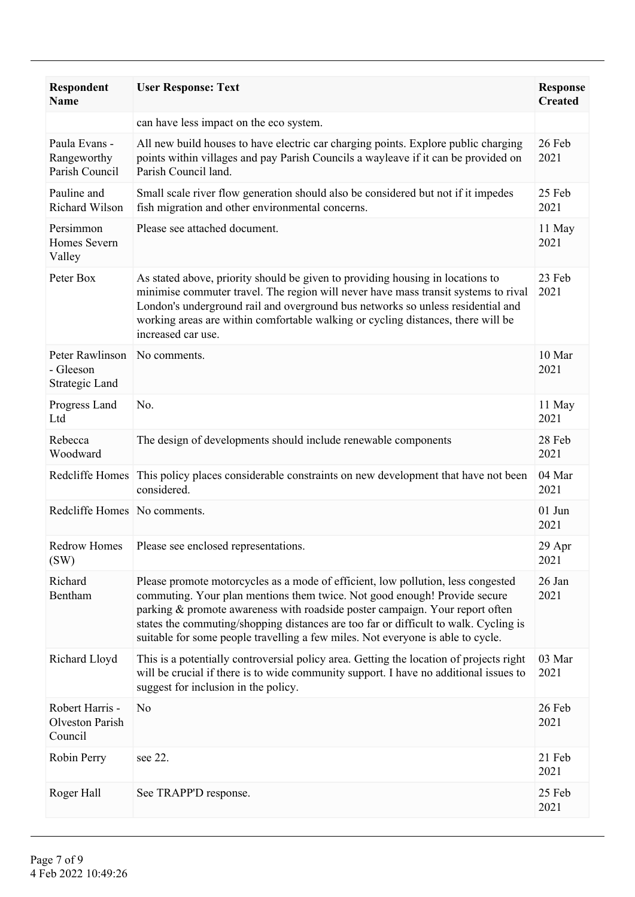| Respondent Name | User Response: Text | Response Created |
|---|---|---|
| | can have less impact on the eco system. | |
| Paula Evans - Rangeworthy Parish Council | All new build houses to have electric car charging points. Explore public charging points within villages and pay Parish Councils a wayleave if it can be provided on Parish Council land. | 26 Feb 2021 |
| Pauline and Richard Wilson | Small scale river flow generation should also be considered but not if it impedes fish migration and other environmental concerns. | 25 Feb 2021 |
| Persimmon Homes Severn Valley | Please see attached document. | 11 May 2021 |
| Peter Box | As stated above, priority should be given to providing housing in locations to minimise commuter travel. The region will never have mass transit systems to rival London's underground rail and overground bus networks so unless residential and working areas are within comfortable walking or cycling distances, there will be increased car use. | 23 Feb 2021 |
| Peter Rawlinson - Gleeson Strategic Land | No comments. | 10 Mar 2021 |
| Progress Land Ltd | No. | 11 May 2021 |
| Rebecca Woodward | The design of developments should include renewable components | 28 Feb 2021 |
| Redcliffe Homes | This policy places considerable constraints on new development that have not been considered. | 04 Mar 2021 |
| Redcliffe Homes | No comments. | 01 Jun 2021 |
| Redrow Homes (SW) | Please see enclosed representations. | 29 Apr 2021 |
| Richard Bentham | Please promote motorcycles as a mode of efficient, low pollution, less congested commuting. Your plan mentions them twice. Not good enough! Provide secure parking & promote awareness with roadside poster campaign. Your report often states the commuting/shopping distances are too far or difficult to walk. Cycling is suitable for some people travelling a few miles. Not everyone is able to cycle. | 26 Jan 2021 |
| Richard Lloyd | This is a potentially controversial policy area. Getting the location of projects right will be crucial if there is to wide community support. I have no additional issues to suggest for inclusion in the policy. | 03 Mar 2021 |
| Robert Harris - Olveston Parish Council | No | 26 Feb 2021 |
| Robin Perry | see 22. | 21 Feb 2021 |
| Roger Hall | See TRAPP'D response. | 25 Feb 2021 |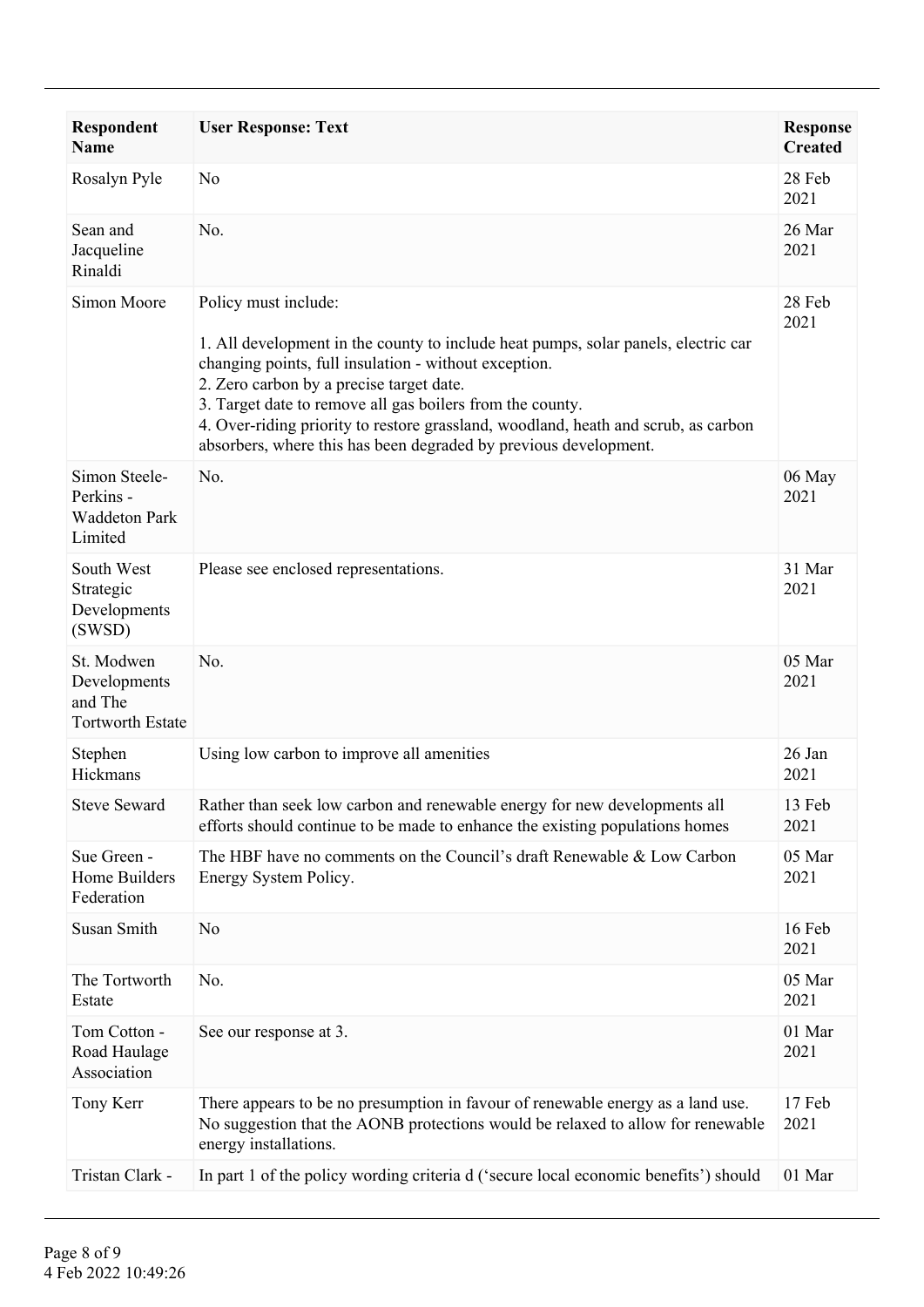| Respondent Name | User Response: Text | Response Created |
|---|---|---|
| Rosalyn Pyle | No | 28 Feb 2021 |
| Sean and Jacqueline Rinaldi | No. | 26 Mar 2021 |
| Simon Moore | Policy must include:<br><br>1. All development in the county to include heat pumps, solar panels, electric car changing points, full insulation - without exception.<br>2. Zero carbon by a precise target date.<br>3. Target date to remove all gas boilers from the county.<br>4. Over-riding priority to restore grassland, woodland, heath and scrub, as carbon absorbers, where this has been degraded by previous development. | 28 Feb 2021 |
| Simon Steele-Perkins - Waddeton Park Limited | No. | 06 May 2021 |
| South West Strategic Developments (SWSD) | Please see enclosed representations. | 31 Mar 2021 |
| St. Modwen Developments and The Tortworth Estate | No. | 05 Mar 2021 |
| Stephen Hickmans | Using low carbon to improve all amenities | 26 Jan 2021 |
| Steve Seward | Rather than seek low carbon and renewable energy for new developments all efforts should continue to be made to enhance the existing populations homes | 13 Feb 2021 |
| Sue Green - Home Builders Federation | The HBF have no comments on the Council's draft Renewable & Low Carbon Energy System Policy. | 05 Mar 2021 |
| Susan Smith | No | 16 Feb 2021 |
| The Tortworth Estate | No. | 05 Mar 2021 |
| Tom Cotton - Road Haulage Association | See our response at 3. | 01 Mar 2021 |
| Tony Kerr | There appears to be no presumption in favour of renewable energy as a land use. No suggestion that the AONB protections would be relaxed to allow for renewable energy installations. | 17 Feb 2021 |
| Tristan Clark - | In part 1 of the policy wording criteria d ('secure local economic benefits') should | 01 Mar |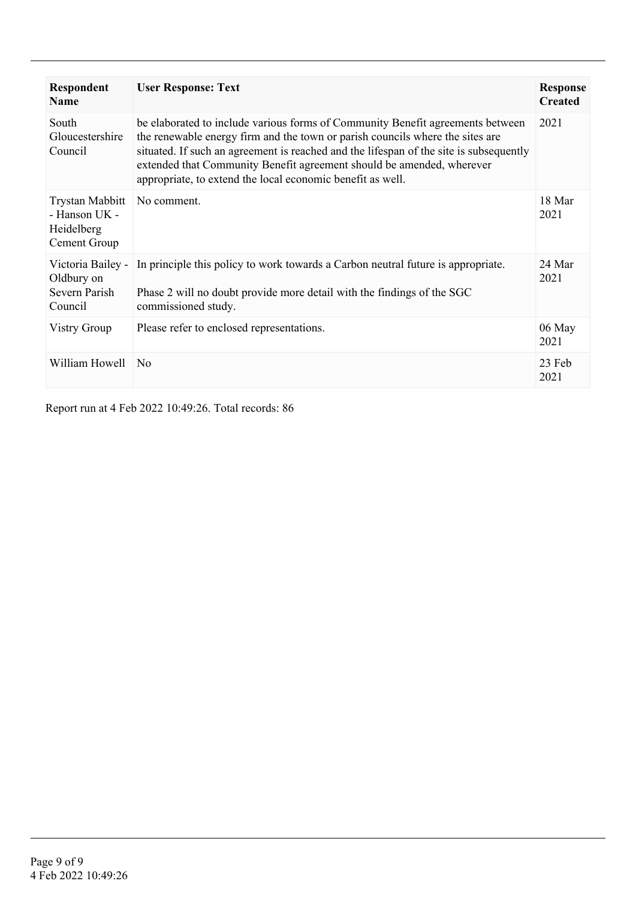| Respondent Name | User Response: Text | Response Created |
|---|---|---|
| South Gloucestershire Council | be elaborated to include various forms of Community Benefit agreements between the renewable energy firm and the town or parish councils where the sites are situated. If such an agreement is reached and the lifespan of the site is subsequently extended that Community Benefit agreement should be amended, wherever appropriate, to extend the local economic benefit as well. | 2021 |
| Trystan Mabbitt - Hanson UK - Heidelberg Cement Group | No comment. | 18 Mar 2021 |
| Victoria Bailey - Oldbury on Severn Parish Council | In principle this policy to work towards a Carbon neutral future is appropriate.<br><br>Phase 2 will no doubt provide more detail with the findings of the SGC commissioned study. | 24 Mar 2021 |
| Vistry Group | Please refer to enclosed representations. | 06 May 2021 |
| William Howell | No | 23 Feb 2021 |

Report run at 4 Feb 2022 10:49:26. Total records: 86